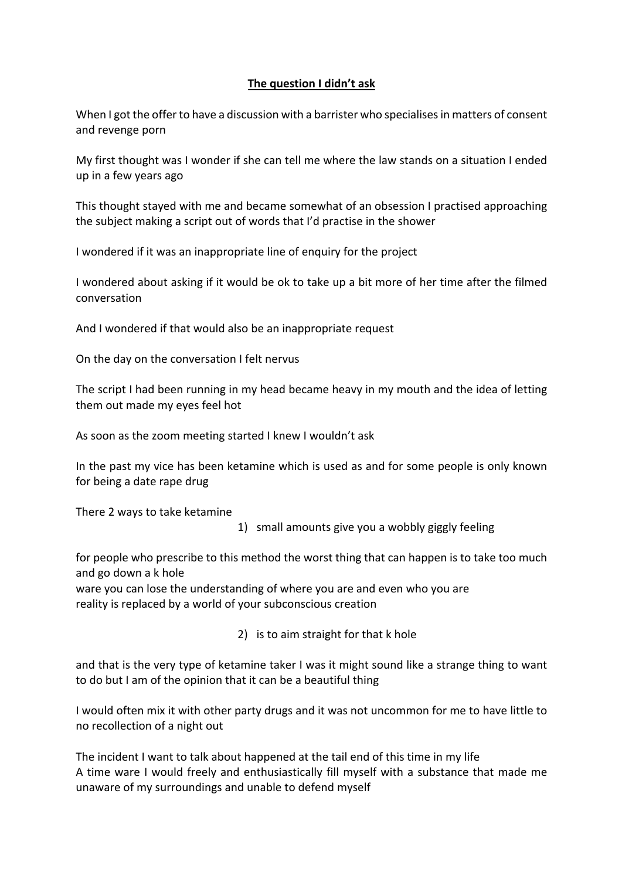**The question I didn't ask**

When I got the offer to have a discussion with a barrister who specialises in matters of consent and revenge porn

My first thought was I wonder if she can tell me where the law stands on a situation I ended up in a few years ago

This thought stayed with me and became somewhat of an obsession I practised approaching the subject making a script out of words that I'd practise in the shower

I wondered if it was an inappropriate line of enquiry for the project

I wondered about asking if it would be ok to take up a bit more of her time after the filmed conversation

And I wondered if that would also be an inappropriate request

On the day on the conversation I felt nervus

The script I had been running in my head became heavy in my mouth and the idea of letting them out made my eyes feel hot

As soon as the zoom meeting started I knew I wouldn't ask

In the past my vice has been ketamine which is used as and for some people is only known for being a date rape drug

There 2 ways to take ketamine

1) small amounts give you a wobbly giggly feeling

for people who prescribe to this method the worst thing that can happen is to take too much and go down a k hole
ware you can lose the understanding of where you are and even who you are
reality is replaced by a world of your subconscious creation

2) is to aim straight for that k hole

and that is the very type of ketamine taker I was it might sound like a strange thing to want to do but I am of the opinion that it can be a beautiful thing

I would often mix it with other party drugs and it was not uncommon for me to have little to no recollection of a night out

The incident I want to talk about happened at the tail end of this time in my life
A time ware I would freely and enthusiastically fill myself with a substance that made me unaware of my surroundings and unable to defend myself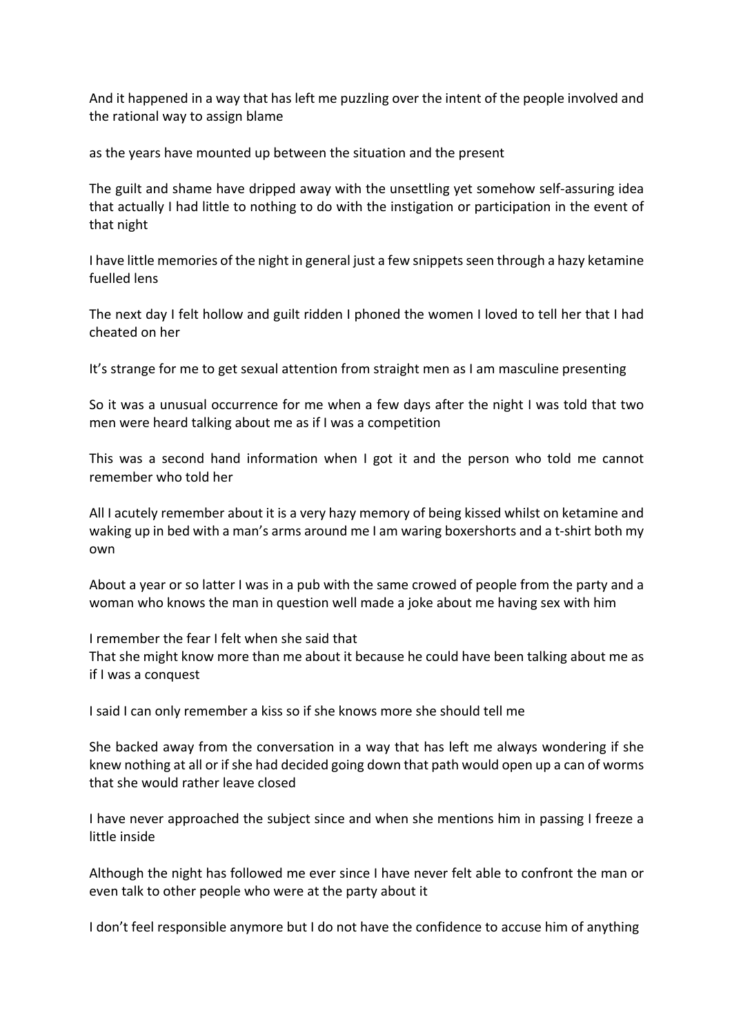And it happened in a way that has left me puzzling over the intent of the people involved and the rational way to assign blame

as the years have mounted up between the situation and the present

The guilt and shame have dripped away with the unsettling yet somehow self-assuring idea that actually I had little to nothing to do with the instigation or participation in the event of that night

I have little memories of the night in general just a few snippets seen through a hazy ketamine fuelled lens

The next day I felt hollow and guilt ridden I phoned the women I loved to tell her that I had cheated on her

It's strange for me to get sexual attention from straight men as I am masculine presenting

So it was a unusual occurrence for me when a few days after the night I was told that two men were heard talking about me as if I was a competition

This was a second hand information when I got it and the person who told me cannot remember who told her

All I acutely remember about it is a very hazy memory of being kissed whilst on ketamine and waking up in bed with a man's arms around me I am waring boxershorts and a t-shirt both my own

About a year or so latter I was in a pub with the same crowed of people from the party and a woman who knows the man in question well made a joke about me having sex with him

I remember the fear I felt when she said that
That she might know more than me about it because he could have been talking about me as if I was a conquest

I said I can only remember a kiss so if she knows more she should tell me

She backed away from the conversation in a way that has left me always wondering if she knew nothing at all or if she had decided going down that path would open up a can of worms that she would rather leave closed

I have never approached the subject since and when she mentions him in passing I freeze a little inside

Although the night has followed me ever since I have never felt able to confront the man or even talk to other people who were at the party about it

I don't feel responsible anymore but I do not have the confidence to accuse him of anything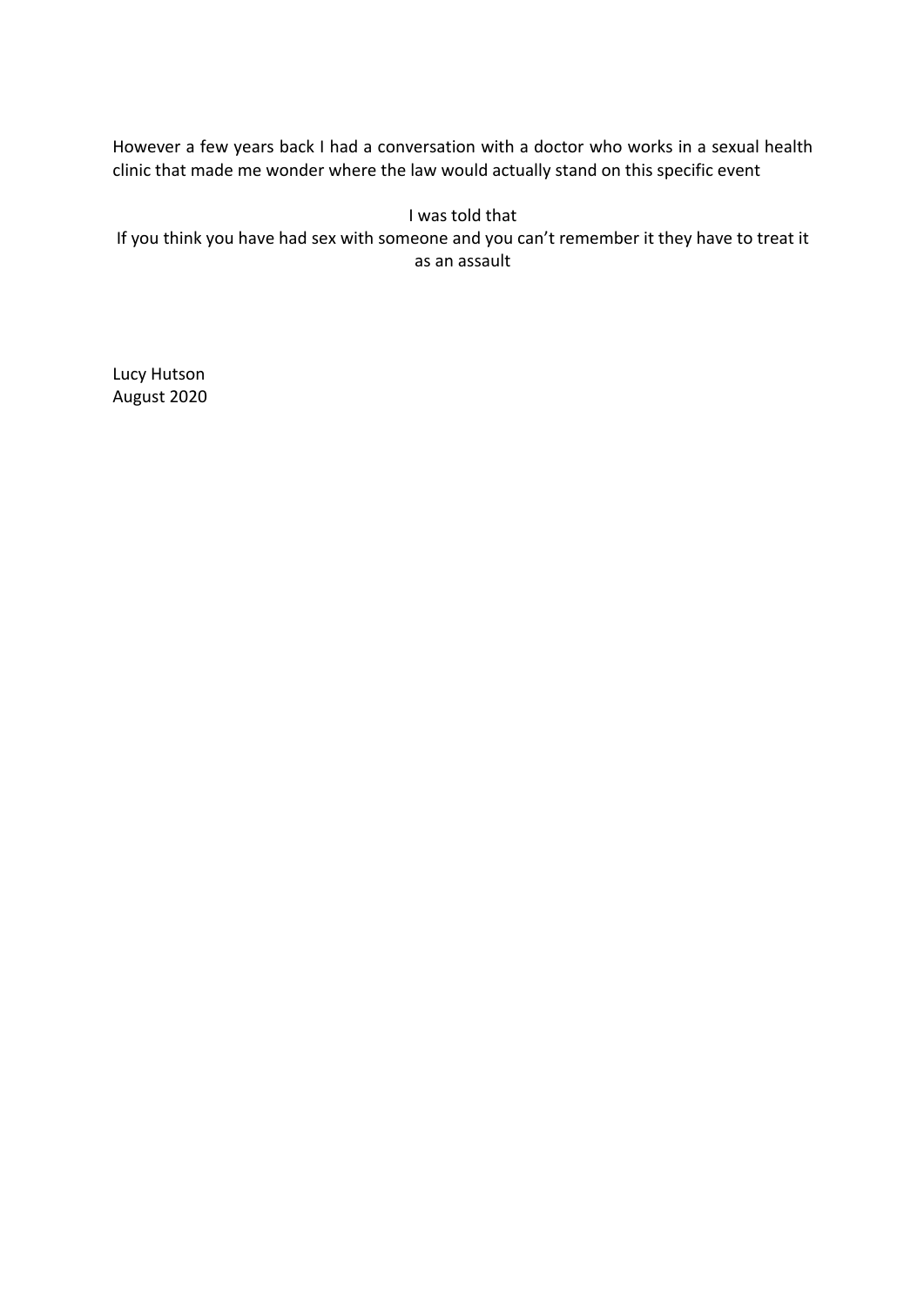However a few years back I had a conversation with a doctor who works in a sexual health clinic that made me wonder where the law would actually stand on this specific event

I was told that
If you think you have had sex with someone and you can't remember it they have to treat it as an assault

Lucy Hutson
August 2020